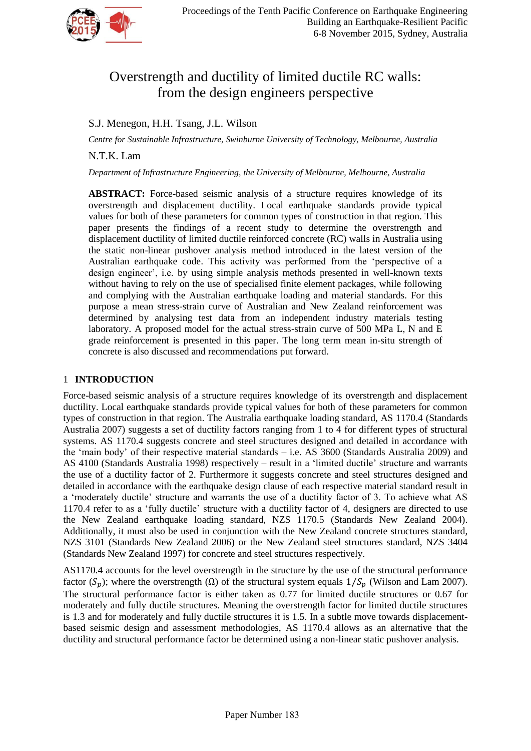# Overstrength and ductility of limited ductile RC walls: from the design engineers perspective

S.J. Menegon, H.H. Tsang, J.L. Wilson

*Centre for Sustainable Infrastructure, Swinburne University of Technology, Melbourne, Australia*

N.T.K. Lam

*Department of Infrastructure Engineering, the University of Melbourne, Melbourne, Australia*

**ABSTRACT:** Force-based seismic analysis of a structure requires knowledge of its overstrength and displacement ductility. Local earthquake standards provide typical values for both of these parameters for common types of construction in that region. This paper presents the findings of a recent study to determine the overstrength and displacement ductility of limited ductile reinforced concrete (RC) walls in Australia using the static non-linear pushover analysis method introduced in the latest version of the Australian earthquake code. This activity was performed from the 'perspective of a design engineer', i.e. by using simple analysis methods presented in well-known texts without having to rely on the use of specialised finite element packages, while following and complying with the Australian earthquake loading and material standards. For this purpose a mean stress-strain curve of Australian and New Zealand reinforcement was determined by analysing test data from an independent industry materials testing laboratory. A proposed model for the actual stress-strain curve of 500 MPa L, N and E grade reinforcement is presented in this paper. The long term mean in-situ strength of concrete is also discussed and recommendations put forward.

## 1 INTRODUCTION

Force-based seismic analysis of a structure requires knowledge of its overstrength and displacement ductility. Local earthquake standards provide typical values for both of these parameters for common types of construction in that region. The Australia earthquake loading standard, AS 1170.4 (Standards Australia 2007) suggests a set of ductility factors ranging from 1 to 4 for different types of structural systems. AS 1170.4 suggests concrete and steel structures designed and detailed in accordance with the 'main body' of their respective material standards – i.e. AS 3600 (Standards Australia 2009) and AS 4100 (Standards Australia 1998) respectively – result in a 'limited ductile' structure and warrants the use of a ductility factor of 2. Furthermore it suggests concrete and steel structures designed and detailed in accordance with the earthquake design clause of each respective material standard result in a 'moderately ductile' structure and warrants the use of a ductility factor of 3. To achieve what AS 1170.4 refer to as a 'fully ductile' structure with a ductility factor of 4, designers are directed to use the New Zealand earthquake loading standard, NZS 1170.5 (Standards New Zealand 2004). Additionally, it must also be used in conjunction with the New Zealand concrete structures standard, NZS 3101 (Standards New Zealand 2006) or the New Zealand steel structures standard, NZS 3404 (Standards New Zealand 1997) for concrete and steel structures respectively.

AS1170.4 accounts for the level overstrength in the structure by the use of the structural performance factor ($S_p$); where the overstrength ($\Omega$) of the structural system equals $1/S_p$ (Wilson and Lam 2007). The structural performance factor is either taken as 0.77 for limited ductile structures or 0.67 for moderately and fully ductile structures. Meaning the overstrength factor for limited ductile structures is 1.3 and for moderately and fully ductile structures it is 1.5. In a subtle move towards displacement-based seismic design and assessment methodologies, AS 1170.4 allows as an alternative that the ductility and structural performance factor be determined using a non-linear static pushover analysis.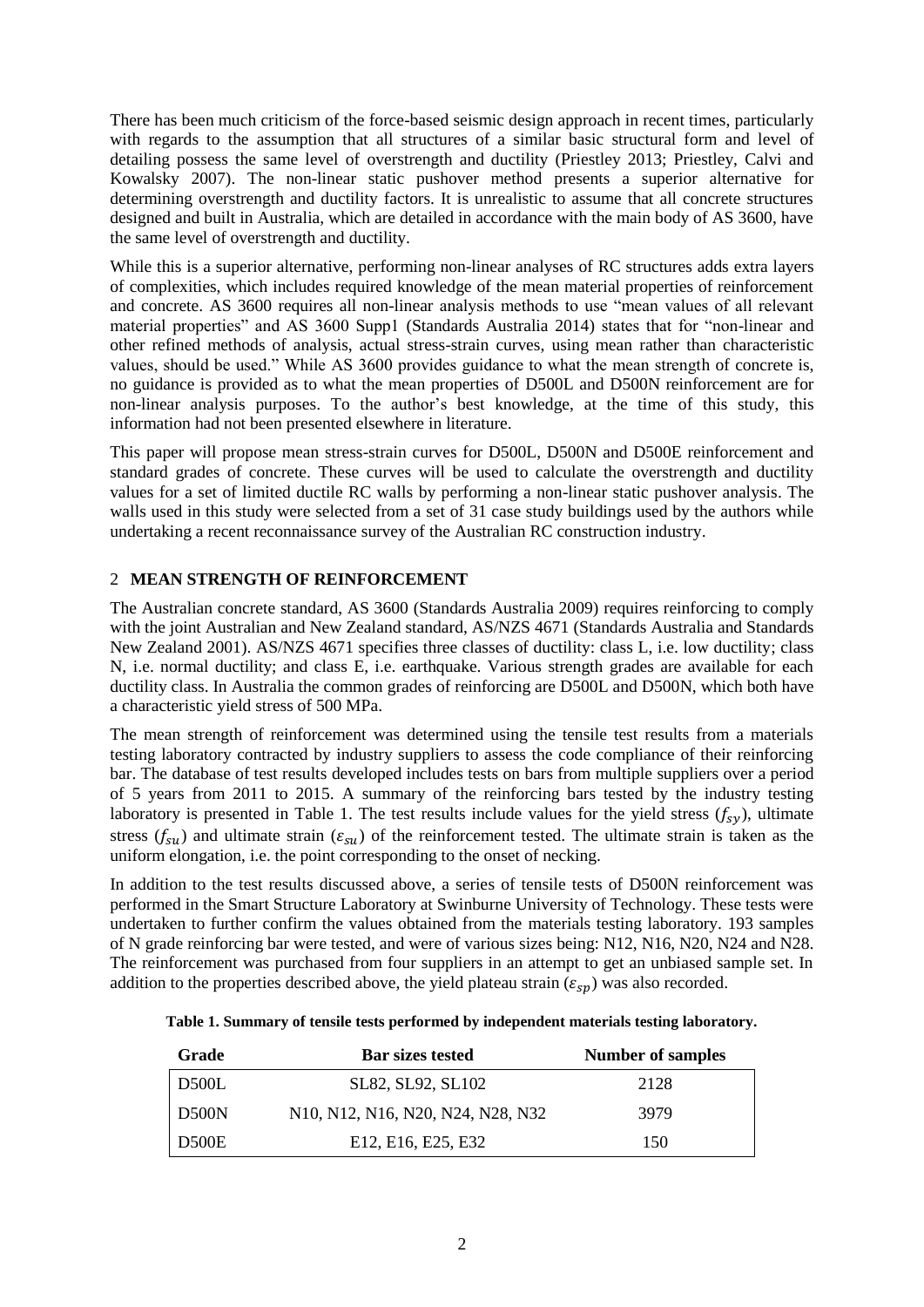There has been much criticism of the force-based seismic design approach in recent times, particularly with regards to the assumption that all structures of a similar basic structural form and level of detailing possess the same level of overstrength and ductility (Priestley 2013; Priestley, Calvi and Kowalsky 2007). The non-linear static pushover method presents a superior alternative for determining overstrength and ductility factors. It is unrealistic to assume that all concrete structures designed and built in Australia, which are detailed in accordance with the main body of AS 3600, have the same level of overstrength and ductility.

While this is a superior alternative, performing non-linear analyses of RC structures adds extra layers of complexities, which includes required knowledge of the mean material properties of reinforcement and concrete. AS 3600 requires all non-linear analysis methods to use "mean values of all relevant material properties" and AS 3600 Supp1 (Standards Australia 2014) states that for "non-linear and other refined methods of analysis, actual stress-strain curves, using mean rather than characteristic values, should be used." While AS 3600 provides guidance to what the mean strength of concrete is, no guidance is provided as to what the mean properties of D500L and D500N reinforcement are for non-linear analysis purposes. To the author's best knowledge, at the time of this study, this information had not been presented elsewhere in literature.

This paper will propose mean stress-strain curves for D500L, D500N and D500E reinforcement and standard grades of concrete. These curves will be used to calculate the overstrength and ductility values for a set of limited ductile RC walls by performing a non-linear static pushover analysis. The walls used in this study were selected from a set of 31 case study buildings used by the authors while undertaking a recent reconnaissance survey of the Australian RC construction industry.

## 2 MEAN STRENGTH OF REINFORCEMENT

The Australian concrete standard, AS 3600 (Standards Australia 2009) requires reinforcing to comply with the joint Australian and New Zealand standard, AS/NZS 4671 (Standards Australia and Standards New Zealand 2001). AS/NZS 4671 specifies three classes of ductility: class L, i.e. low ductility; class N, i.e. normal ductility; and class E, i.e. earthquake. Various strength grades are available for each ductility class. In Australia the common grades of reinforcing are D500L and D500N, which both have a characteristic yield stress of 500 MPa.

The mean strength of reinforcement was determined using the tensile test results from a materials testing laboratory contracted by industry suppliers to assess the code compliance of their reinforcing bar. The database of test results developed includes tests on bars from multiple suppliers over a period of 5 years from 2011 to 2015. A summary of the reinforcing bars tested by the industry testing laboratory is presented in Table 1. The test results include values for the yield stress ($f_{sy}$), ultimate stress ($f_{su}$) and ultimate strain ($\varepsilon_{su}$) of the reinforcement tested. The ultimate strain is taken as the uniform elongation, i.e. the point corresponding to the onset of necking.

In addition to the test results discussed above, a series of tensile tests of D500N reinforcement was performed in the Smart Structure Laboratory at Swinburne University of Technology. These tests were undertaken to further confirm the values obtained from the materials testing laboratory. 193 samples of N grade reinforcing bar were tested, and were of various sizes being: N12, N16, N20, N24 and N28. The reinforcement was purchased from four suppliers in an attempt to get an unbiased sample set. In addition to the properties described above, the yield plateau strain ($\varepsilon_{sp}$) was also recorded.

**Table 1. Summary of tensile tests performed by independent materials testing laboratory.**

| Grade | Bar sizes tested | Number of samples |
|---|---|---|
| D500L | SL82, SL92, SL102 | 2128 |
| D500N | N10, N12, N16, N20, N24, N28, N32 | 3979 |
| D500E | E12, E16, E25, E32 | 150 |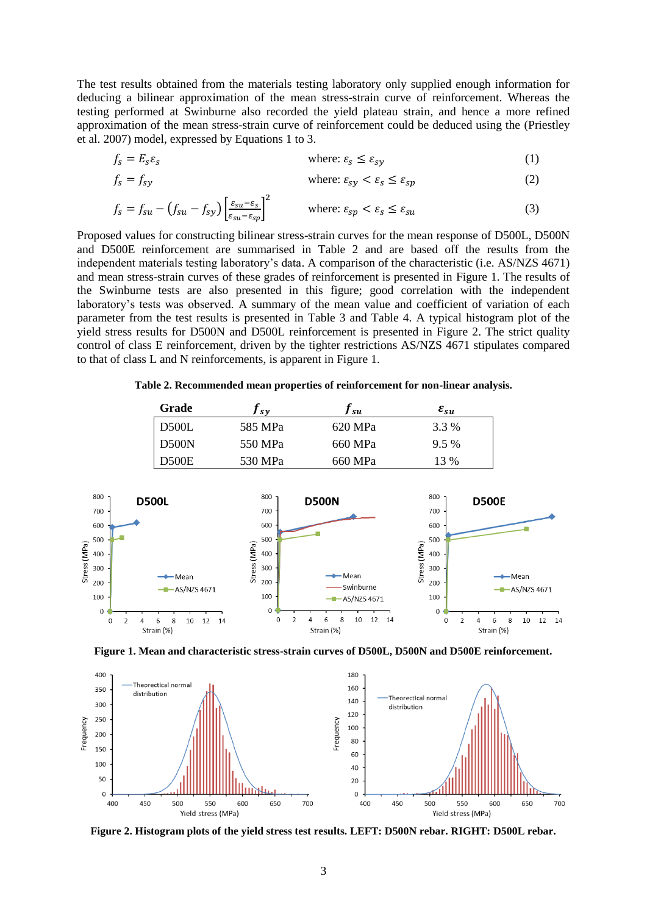The test results obtained from the materials testing laboratory only supplied enough information for deducing a bilinear approximation of the mean stress-strain curve of reinforcement. Whereas the testing performed at Swinburne also recorded the yield plateau strain, and hence a more refined approximation of the mean stress-strain curve of reinforcement could be deduced using the (Priestley et al. 2007) model, expressed by Equations 1 to 3.

$$f_s = E_s \varepsilon_s \qquad \text{where: } \varepsilon_s \leq \varepsilon_{sy} \qquad (1)$$

$$f_s = f_{sy} \qquad \text{where: } \varepsilon_{sy} < \varepsilon_s \leq \varepsilon_{sp} \qquad (2)$$

$$f_s = f_{su} - \left(f_{su} - f_{sy}\right)\left[\frac{\varepsilon_{su} - \varepsilon_s}{\varepsilon_{su} - \varepsilon_{sp}}\right]^2 \qquad \text{where: } \varepsilon_{sp} < \varepsilon_s \leq \varepsilon_{su} \qquad (3)$$

Proposed values for constructing bilinear stress-strain curves for the mean response of D500L, D500N and D500E reinforcement are summarised in Table 2 and are based off the results from the independent materials testing laboratory's data. A comparison of the characteristic (i.e. AS/NZS 4671) and mean stress-strain curves of these grades of reinforcement is presented in Figure 1. The results of the Swinburne tests are also presented in this figure; good correlation with the independent laboratory's tests was observed. A summary of the mean value and coefficient of variation of each parameter from the test results is presented in Table 3 and Table 4. A typical histogram plot of the yield stress results for D500N and D500L reinforcement is presented in Figure 2. The strict quality control of class E reinforcement, driven by the tighter restrictions AS/NZS 4671 stipulates compared to that of class L and N reinforcements, is apparent in Figure 1.

**Table 2. Recommended mean properties of reinforcement for non-linear analysis.**

| Grade | $f_{sy}$ | $f_{su}$ | $\varepsilon_{su}$ |
|---|---|---|---|
| D500L | 585 MPa | 620 MPa | 3.3 % |
| D500N | 550 MPa | 660 MPa | 9.5 % |
| D500E | 530 MPa | 660 MPa | 13 % |

**Figure 1. Mean and characteristic stress-strain curves of D500L, D500N and D500E reinforcement.**

**Figure 2. Histogram plots of the yield stress test results. LEFT: D500N rebar. RIGHT: D500L rebar.**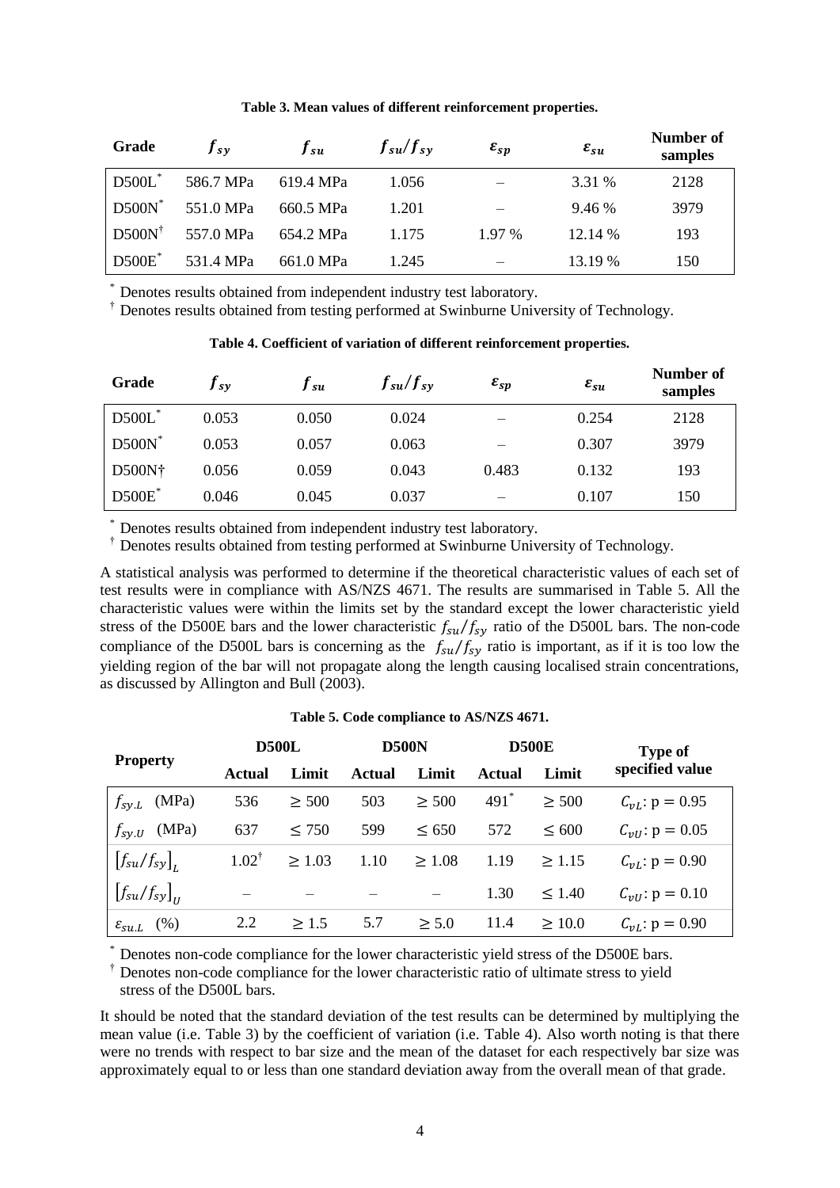**Table 3. Mean values of different reinforcement properties.**

| Grade | $f_{sy}$ | $f_{su}$ | $f_{su}/f_{sy}$ | $\varepsilon_{sp}$ | $\varepsilon_{su}$ | Number of samples |
|---|---|---|---|---|---|---|
| D500L* | 586.7 MPa | 619.4 MPa | 1.056 | – | 3.31 % | 2128 |
| D500N* | 551.0 MPa | 660.5 MPa | 1.201 | – | 9.46 % | 3979 |
| D500N† | 557.0 MPa | 654.2 MPa | 1.175 | 1.97 % | 12.14 % | 193 |
| D500E* | 531.4 MPa | 661.0 MPa | 1.245 | – | 13.19 % | 150 |

\* Denotes results obtained from independent industry test laboratory.
† Denotes results obtained from testing performed at Swinburne University of Technology.

**Table 4. Coefficient of variation of different reinforcement properties.**

| Grade | $f_{sy}$ | $f_{su}$ | $f_{su}/f_{sy}$ | $\varepsilon_{sp}$ | $\varepsilon_{su}$ | Number of samples |
|---|---|---|---|---|---|---|
| D500L* | 0.053 | 0.050 | 0.024 | – | 0.254 | 2128 |
| D500N* | 0.053 | 0.057 | 0.063 | – | 0.307 | 3979 |
| D500N† | 0.056 | 0.059 | 0.043 | 0.483 | 0.132 | 193 |
| D500E* | 0.046 | 0.045 | 0.037 | – | 0.107 | 150 |

\* Denotes results obtained from independent industry test laboratory.
† Denotes results obtained from testing performed at Swinburne University of Technology.

A statistical analysis was performed to determine if the theoretical characteristic values of each set of test results were in compliance with AS/NZS 4671. The results are summarised in Table 5. All the characteristic values were within the limits set by the standard except the lower characteristic yield stress of the D500E bars and the lower characteristic $f_{su}/f_{sy}$ ratio of the D500L bars. The non-code compliance of the D500L bars is concerning as the $f_{su}/f_{sy}$ ratio is important, as if it is too low the yielding region of the bar will not propagate along the length causing localised strain concentrations, as discussed by Allington and Bull (2003).

**Table 5. Code compliance to AS/NZS 4671.**

| Property | D500L | | D500N | | D500E | | Type of specified value |
|---|---|---|---|---|---|---|---|
| | Actual | Limit | Actual | Limit | Actual | Limit | |
| $f_{sy.L}$ (MPa) | 536 | $\geq 500$ | 503 | $\geq 500$ | 491* | $\geq 500$ | $C_{vL}$: p = 0.95 |
| $f_{sy.U}$ (MPa) | 637 | $\leq 750$ | 599 | $\leq 650$ | 572 | $\leq 600$ | $C_{vU}$: p = 0.05 |
| $\left[f_{su}/f_{sy}\right]_L$ | 1.02† | $\geq 1.03$ | 1.10 | $\geq 1.08$ | 1.19 | $\geq 1.15$ | $C_{vL}$: p = 0.90 |
| $\left[f_{su}/f_{sy}\right]_U$ | – | – | – | – | 1.30 | $\leq 1.40$ | $C_{vU}$: p = 0.10 |
| $\varepsilon_{su.L}$ (%) | 2.2 | $\geq 1.5$ | 5.7 | $\geq 5.0$ | 11.4 | $\geq 10.0$ | $C_{vL}$: p = 0.90 |

\* Denotes non-code compliance for the lower characteristic yield stress of the D500E bars.
† Denotes non-code compliance for the lower characteristic ratio of ultimate stress to yield stress of the D500L bars.

It should be noted that the standard deviation of the test results can be determined by multiplying the mean value (i.e. Table 3) by the coefficient of variation (i.e. Table 4). Also worth noting is that there were no trends with respect to bar size and the mean of the dataset for each respectively bar size was approximately equal to or less than one standard deviation away from the overall mean of that grade.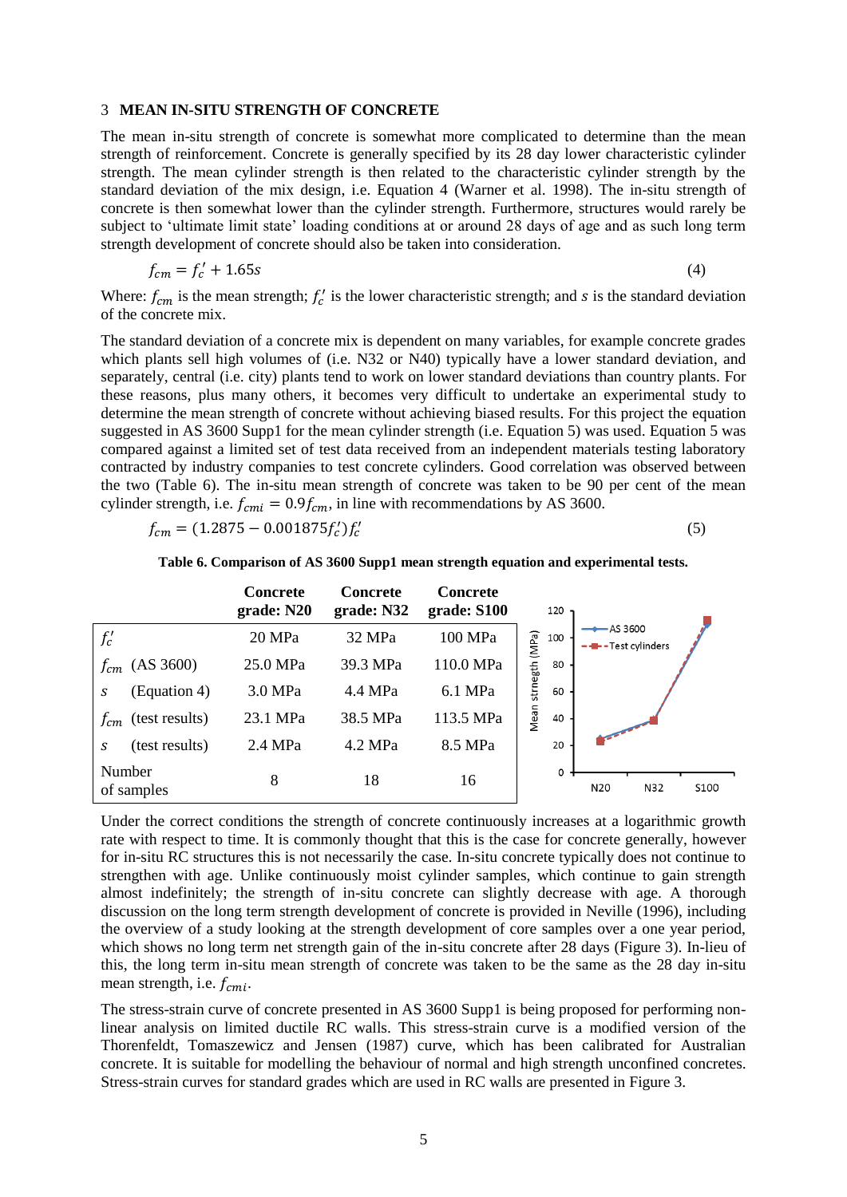## 3 MEAN IN-SITU STRENGTH OF CONCRETE

The mean in-situ strength of concrete is somewhat more complicated to determine than the mean strength of reinforcement. Concrete is generally specified by its 28 day lower characteristic cylinder strength. The mean cylinder strength is then related to the characteristic cylinder strength by the standard deviation of the mix design, i.e. Equation 4 (Warner et al. 1998). The in-situ strength of concrete is then somewhat lower than the cylinder strength. Furthermore, structures would rarely be subject to 'ultimate limit state' loading conditions at or around 28 days of age and as such long term strength development of concrete should also be taken into consideration.

$$f_{cm} = f_c' + 1.65s \tag{4}$$

Where: $f_{cm}$ is the mean strength; $f_c'$ is the lower characteristic strength; and $s$ is the standard deviation of the concrete mix.

The standard deviation of a concrete mix is dependent on many variables, for example concrete grades which plants sell high volumes of (i.e. N32 or N40) typically have a lower standard deviation, and separately, central (i.e. city) plants tend to work on lower standard deviations than country plants. For these reasons, plus many others, it becomes very difficult to undertake an experimental study to determine the mean strength of concrete without achieving biased results. For this project the equation suggested in AS 3600 Supp1 for the mean cylinder strength (i.e. Equation 5) was used. Equation 5 was compared against a limited set of test data received from an independent materials testing laboratory contracted by industry companies to test concrete cylinders. Good correlation was observed between the two (Table 6). The in-situ mean strength of concrete was taken to be 90 per cent of the mean cylinder strength, i.e. $f_{cmi} = 0.9f_{cm}$, in line with recommendations by AS 3600.

$$f_{cm} = (1.2875 - 0.001875f_c')f_c' \tag{5}$$

**Table 6. Comparison of AS 3600 Supp1 mean strength equation and experimental tests.**

| | Concrete grade: N20 | Concrete grade: N32 | Concrete grade: S100 |
|---|---|---|---|
| $f_c'$ | 20 MPa | 32 MPa | 100 MPa |
| $f_{cm}$ (AS 3600) | 25.0 MPa | 39.3 MPa | 110.0 MPa |
| $s$ (Equation 4) | 3.0 MPa | 4.4 MPa | 6.1 MPa |
| $f_{cm}$ (test results) | 23.1 MPa | 38.5 MPa | 113.5 MPa |
| $s$ (test results) | 2.4 MPa | 4.2 MPa | 8.5 MPa |
| Number of samples | 8 | 18 | 16 |

Under the correct conditions the strength of concrete continuously increases at a logarithmic growth rate with respect to time. It is commonly thought that this is the case for concrete generally, however for in-situ RC structures this is not necessarily the case. In-situ concrete typically does not continue to strengthen with age. Unlike continuously moist cylinder samples, which continue to gain strength almost indefinitely; the strength of in-situ concrete can slightly decrease with age. A thorough discussion on the long term strength development of concrete is provided in Neville (1996), including the overview of a study looking at the strength development of core samples over a one year period, which shows no long term net strength gain of the in-situ concrete after 28 days (Figure 3). In-lieu of this, the long term in-situ mean strength of concrete was taken to be the same as the 28 day in-situ mean strength, i.e. $f_{cmi}$.

The stress-strain curve of concrete presented in AS 3600 Supp1 is being proposed for performing non-linear analysis on limited ductile RC walls. This stress-strain curve is a modified version of the Thorenfeldt, Tomaszewicz and Jensen (1987) curve, which has been calibrated for Australian concrete. It is suitable for modelling the behaviour of normal and high strength unconfined concretes. Stress-strain curves for standard grades which are used in RC walls are presented in Figure 3.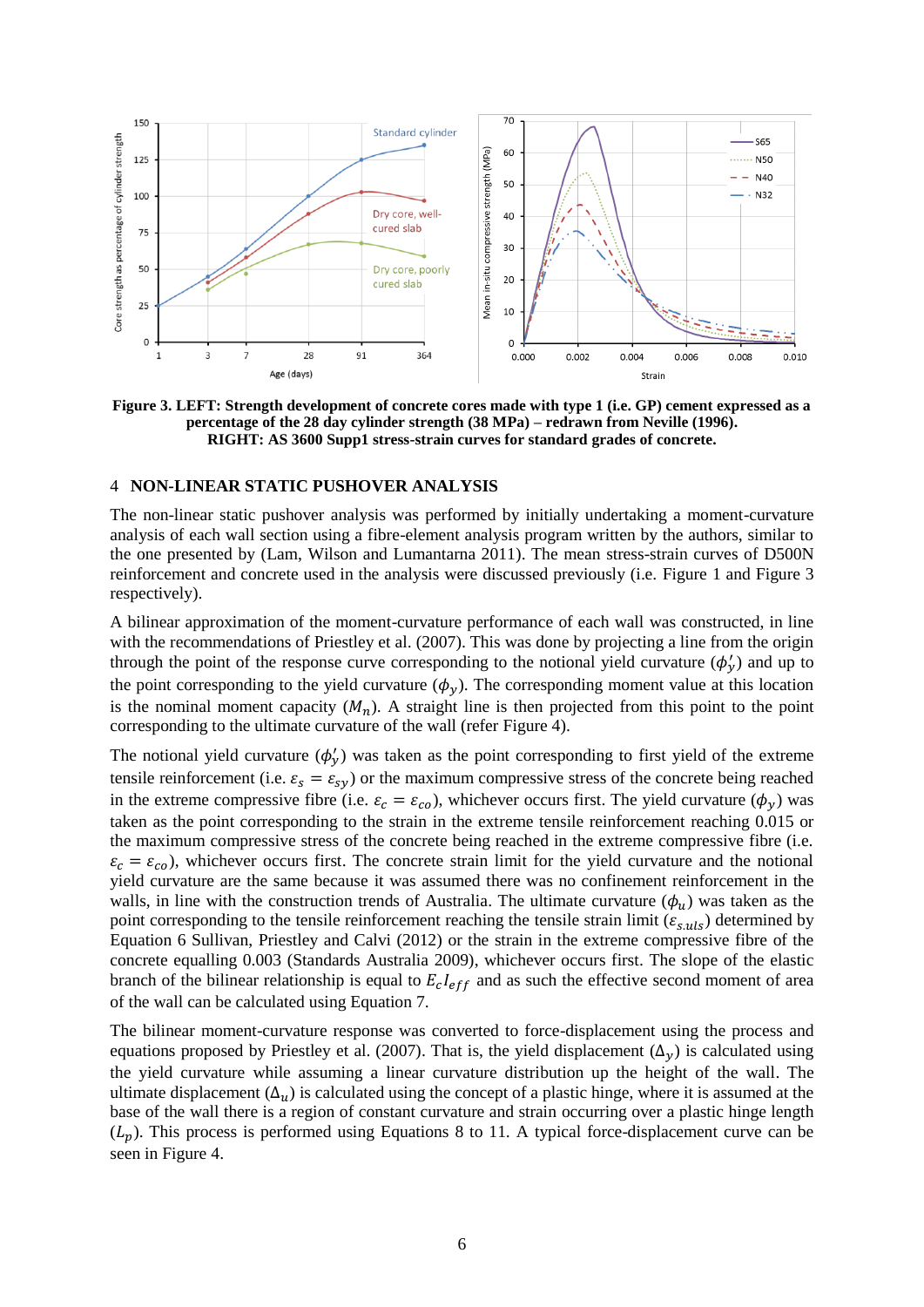**Figure 3. LEFT: Strength development of concrete cores made with type 1 (i.e. GP) cement expressed as a percentage of the 28 day cylinder strength (38 MPa) – redrawn from Neville (1996). RIGHT: AS 3600 Supp1 stress-strain curves for standard grades of concrete.**

## 4 NON-LINEAR STATIC PUSHOVER ANALYSIS

The non-linear static pushover analysis was performed by initially undertaking a moment-curvature analysis of each wall section using a fibre-element analysis program written by the authors, similar to the one presented by (Lam, Wilson and Lumantarna 2011). The mean stress-strain curves of D500N reinforcement and concrete used in the analysis were discussed previously (i.e. Figure 1 and Figure 3 respectively).

A bilinear approximation of the moment-curvature performance of each wall was constructed, in line with the recommendations of Priestley et al. (2007). This was done by projecting a line from the origin through the point of the response curve corresponding to the notional yield curvature ($\phi_y'$) and up to the point corresponding to the yield curvature ($\phi_y$). The corresponding moment value at this location is the nominal moment capacity ($M_n$). A straight line is then projected from this point to the point corresponding to the ultimate curvature of the wall (refer Figure 4).

The notional yield curvature ($\phi_y'$) was taken as the point corresponding to first yield of the extreme tensile reinforcement (i.e. $\varepsilon_s = \varepsilon_{sy}$) or the maximum compressive stress of the concrete being reached in the extreme compressive fibre (i.e. $\varepsilon_c = \varepsilon_{co}$), whichever occurs first. The yield curvature ($\phi_y$) was taken as the point corresponding to the strain in the extreme tensile reinforcement reaching 0.015 or the maximum compressive stress of the concrete being reached in the extreme compressive fibre (i.e. $\varepsilon_c = \varepsilon_{co}$), whichever occurs first. The concrete strain limit for the yield curvature and the notional yield curvature are the same because it was assumed there was no confinement reinforcement in the walls, in line with the construction trends of Australia. The ultimate curvature ($\phi_u$) was taken as the point corresponding to the tensile reinforcement reaching the tensile strain limit ($\varepsilon_{s.uls}$) determined by Equation 6 Sullivan, Priestley and Calvi (2012) or the strain in the extreme compressive fibre of the concrete equalling 0.003 (Standards Australia 2009), whichever occurs first. The slope of the elastic branch of the bilinear relationship is equal to $E_c I_{eff}$ and as such the effective second moment of area of the wall can be calculated using Equation 7.

The bilinear moment-curvature response was converted to force-displacement using the process and equations proposed by Priestley et al. (2007). That is, the yield displacement ($\Delta_y$) is calculated using the yield curvature while assuming a linear curvature distribution up the height of the wall. The ultimate displacement ($\Delta_u$) is calculated using the concept of a plastic hinge, where it is assumed at the base of the wall there is a region of constant curvature and strain occurring over a plastic hinge length ($L_p$). This process is performed using Equations 8 to 11. A typical force-displacement curve can be seen in Figure 4.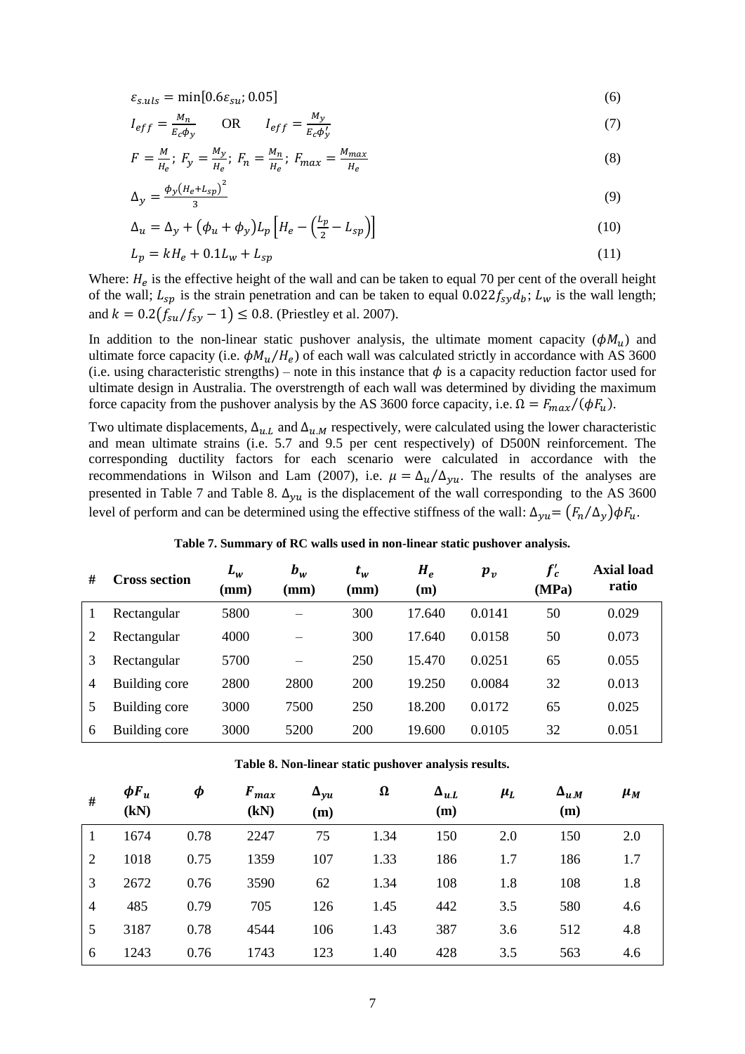$$\varepsilon_{s.uls} = \min[0.6\varepsilon_{su}; 0.05] \quad (6)$$

$$I_{eff} = \frac{M_n}{E_c \phi_y} \quad \text{OR} \quad I_{eff} = \frac{M_y}{E_c \phi_y'} \quad (7)$$

$$F = \frac{M}{H_e};\ F_y = \frac{M_y}{H_e};\ F_n = \frac{M_n}{H_e};\ F_{max} = \frac{M_{max}}{H_e} \quad (8)$$

$$\Delta_y = \frac{\phi_y (H_e + L_{sp})^2}{3} \quad (9)$$

$$\Delta_u = \Delta_y + (\phi_u + \phi_y) L_p \left[H_e - \left(\frac{L_p}{2} - L_{sp}\right)\right] \quad (10)$$

$$L_p = kH_e + 0.1L_w + L_{sp} \quad (11)$$

Where: $H_e$ is the effective height of the wall and can be taken to equal 70 per cent of the overall height of the wall; $L_{sp}$ is the strain penetration and can be taken to equal $0.022 f_{sy} d_b$; $L_w$ is the wall length; and $k = 0.2(f_{su}/f_{sy} - 1) \leq 0.8$. (Priestley et al. 2007).

In addition to the non-linear static pushover analysis, the ultimate moment capacity ($\phi M_u$) and ultimate force capacity (i.e. $\phi M_u / H_e$) of each wall was calculated strictly in accordance with AS 3600 (i.e. using characteristic strengths) – note in this instance that $\phi$ is a capacity reduction factor used for ultimate design in Australia. The overstrength of each wall was determined by dividing the maximum force capacity from the pushover analysis by the AS 3600 force capacity, i.e. $\Omega = F_{max}/(\phi F_u)$.

Two ultimate displacements, $\Delta_{u.L}$ and $\Delta_{u.M}$ respectively, were calculated using the lower characteristic and mean ultimate strains (i.e. 5.7 and 9.5 per cent respectively) of D500N reinforcement. The corresponding ductility factors for each scenario were calculated in accordance with the recommendations in Wilson and Lam (2007), i.e. $\mu = \Delta_u / \Delta_{yu}$. The results of the analyses are presented in Table 7 and Table 8. $\Delta_{yu}$ is the displacement of the wall corresponding to the AS 3600 level of perform and can be determined using the effective stiffness of the wall: $\Delta_{yu} = (F_n/\Delta_y)\phi F_u$.

**Table 7. Summary of RC walls used in non-linear static pushover analysis.**

| # | Cross section | $L_w$ (mm) | $b_w$ (mm) | $t_w$ (mm) | $H_e$ (m) | $p_v$ | $f'_c$ (MPa) | Axial load ratio |
|---|---|---|---|---|---|---|---|---|
| 1 | Rectangular | 5800 | – | 300 | 17.640 | 0.0141 | 50 | 0.029 |
| 2 | Rectangular | 4000 | – | 300 | 17.640 | 0.0158 | 50 | 0.073 |
| 3 | Rectangular | 5700 | – | 250 | 15.470 | 0.0251 | 65 | 0.055 |
| 4 | Building core | 2800 | 2800 | 200 | 19.250 | 0.0084 | 32 | 0.013 |
| 5 | Building core | 3000 | 7500 | 250 | 18.200 | 0.0172 | 65 | 0.025 |
| 6 | Building core | 3000 | 5200 | 200 | 19.600 | 0.0105 | 32 | 0.051 |

**Table 8. Non-linear static pushover analysis results.**

| # | $\phi F_u$ (kN) | $\phi$ | $F_{max}$ (kN) | $\Delta_{yu}$ (m) | $\Omega$ | $\Delta_{u.L}$ (m) | $\mu_L$ | $\Delta_{u.M}$ (m) | $\mu_M$ |
|---|---|---|---|---|---|---|---|---|---|
| 1 | 1674 | 0.78 | 2247 | 75 | 1.34 | 150 | 2.0 | 150 | 2.0 |
| 2 | 1018 | 0.75 | 1359 | 107 | 1.33 | 186 | 1.7 | 186 | 1.7 |
| 3 | 2672 | 0.76 | 3590 | 62 | 1.34 | 108 | 1.8 | 108 | 1.8 |
| 4 | 485 | 0.79 | 705 | 126 | 1.45 | 442 | 3.5 | 580 | 4.6 |
| 5 | 3187 | 0.78 | 4544 | 106 | 1.43 | 387 | 3.6 | 512 | 4.8 |
| 6 | 1243 | 0.76 | 1743 | 123 | 1.40 | 428 | 3.5 | 563 | 4.6 |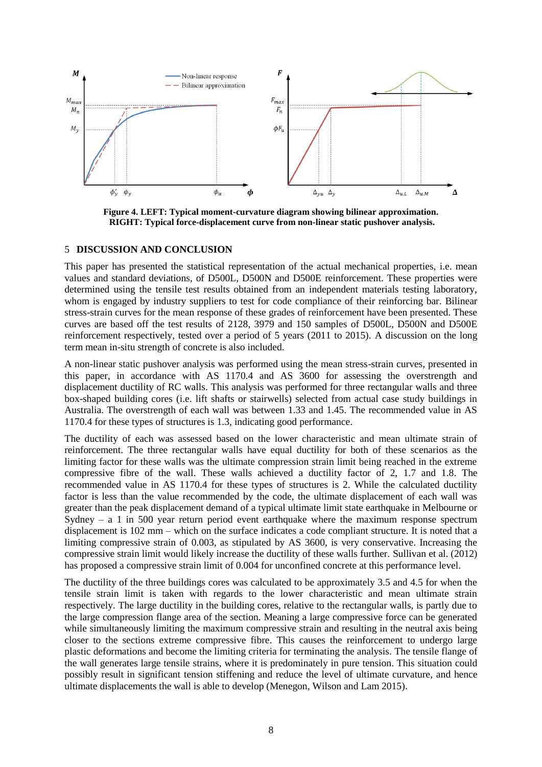Figure 4. LEFT: Typical moment-curvature diagram showing bilinear approximation.
RIGHT: Typical force-displacement curve from non-linear static pushover analysis.

## 5 DISCUSSION AND CONCLUSION

This paper has presented the statistical representation of the actual mechanical properties, i.e. mean values and standard deviations, of D500L, D500N and D500E reinforcement. These properties were determined using the tensile test results obtained from an independent materials testing laboratory, whom is engaged by industry suppliers to test for code compliance of their reinforcing bar. Bilinear stress-strain curves for the mean response of these grades of reinforcement have been presented. These curves are based off the test results of 2128, 3979 and 150 samples of D500L, D500N and D500E reinforcement respectively, tested over a period of 5 years (2011 to 2015). A discussion on the long term mean in-situ strength of concrete is also included.

A non-linear static pushover analysis was performed using the mean stress-strain curves, presented in this paper, in accordance with AS 1170.4 and AS 3600 for assessing the overstrength and displacement ductility of RC walls. This analysis was performed for three rectangular walls and three box-shaped building cores (i.e. lift shafts or stairwells) selected from actual case study buildings in Australia. The overstrength of each wall was between 1.33 and 1.45. The recommended value in AS 1170.4 for these types of structures is 1.3, indicating good performance.

The ductility of each was assessed based on the lower characteristic and mean ultimate strain of reinforcement. The three rectangular walls have equal ductility for both of these scenarios as the limiting factor for these walls was the ultimate compression strain limit being reached in the extreme compressive fibre of the wall. These walls achieved a ductility factor of 2, 1.7 and 1.8. The recommended value in AS 1170.4 for these types of structures is 2. While the calculated ductility factor is less than the value recommended by the code, the ultimate displacement of each wall was greater than the peak displacement demand of a typical ultimate limit state earthquake in Melbourne or Sydney – a 1 in 500 year return period event earthquake where the maximum response spectrum displacement is 102 mm – which on the surface indicates a code compliant structure. It is noted that a limiting compressive strain of 0.003, as stipulated by AS 3600, is very conservative. Increasing the compressive strain limit would likely increase the ductility of these walls further. Sullivan et al. (2012) has proposed a compressive strain limit of 0.004 for unconfined concrete at this performance level.

The ductility of the three buildings cores was calculated to be approximately 3.5 and 4.5 for when the tensile strain limit is taken with regards to the lower characteristic and mean ultimate strain respectively. The large ductility in the building cores, relative to the rectangular walls, is partly due to the large compression flange area of the section. Meaning a large compressive force can be generated while simultaneously limiting the maximum compressive strain and resulting in the neutral axis being closer to the sections extreme compressive fibre. This causes the reinforcement to undergo large plastic deformations and become the limiting criteria for terminating the analysis. The tensile flange of the wall generates large tensile strains, where it is predominately in pure tension. This situation could possibly result in significant tension stiffening and reduce the level of ultimate curvature, and hence ultimate displacements the wall is able to develop (Menegon, Wilson and Lam 2015).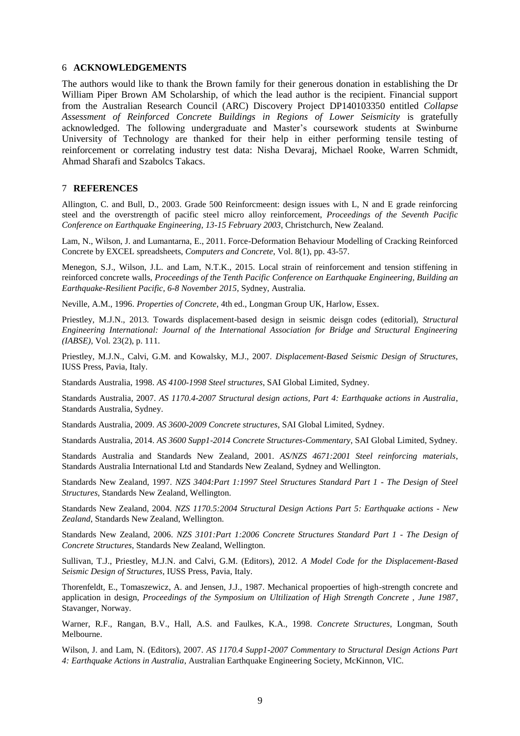## 6 ACKNOWLEDGEMENTS

The authors would like to thank the Brown family for their generous donation in establishing the Dr William Piper Brown AM Scholarship, of which the lead author is the recipient. Financial support from the Australian Research Council (ARC) Discovery Project DP140103350 entitled *Collapse Assessment of Reinforced Concrete Buildings in Regions of Lower Seismicity* is gratefully acknowledged. The following undergraduate and Master's coursework students at Swinburne University of Technology are thanked for their help in either performing tensile testing of reinforcement or correlating industry test data: Nisha Devaraj, Michael Rooke, Warren Schmidt, Ahmad Sharafi and Szabolcs Takacs.

## 7 REFERENCES

Allington, C. and Bull, D., 2003. Grade 500 Reinforcmeent: design issues with L, N and E grade reinforcing steel and the overstrength of pacific steel micro alloy reinforcement, *Proceedings of the Seventh Pacific Conference on Earthquake Engineering, 13-15 February 2003*, Christchurch, New Zealand.

Lam, N., Wilson, J. and Lumantarna, E., 2011. Force-Deformation Behaviour Modelling of Cracking Reinforced Concrete by EXCEL spreadsheets, *Computers and Concrete*, Vol. 8(1), pp. 43-57.

Menegon, S.J., Wilson, J.L. and Lam, N.T.K., 2015. Local strain of reinforcement and tension stiffening in reinforced concrete walls, *Proceedings of the Tenth Pacific Conference on Earthquake Engineering, Building an Earthquake-Resilient Pacific, 6-8 November 2015*, Sydney, Australia.

Neville, A.M., 1996. *Properties of Concrete*, 4th ed., Longman Group UK, Harlow, Essex.

Priestley, M.J.N., 2013. Towards displacement-based design in seismic deisgn codes (editorial), *Structural Engineering International: Journal of the International Association for Bridge and Structural Engineering (IABSE)*, Vol. 23(2), p. 111.

Priestley, M.J.N., Calvi, G.M. and Kowalsky, M.J., 2007. *Displacement-Based Seismic Design of Structures*, IUSS Press, Pavia, Italy.

Standards Australia, 1998. *AS 4100-1998 Steel structures*, SAI Global Limited, Sydney.

Standards Australia, 2007. *AS 1170.4-2007 Structural design actions, Part 4: Earthquake actions in Australia*, Standards Australia, Sydney.

Standards Australia, 2009. *AS 3600-2009 Concrete structures*, SAI Global Limited, Sydney.

Standards Australia, 2014. *AS 3600 Supp1-2014 Concrete Structures-Commentary*, SAI Global Limited, Sydney.

Standards Australia and Standards New Zealand, 2001. *AS/NZS 4671:2001 Steel reinforcing materials*, Standards Australia International Ltd and Standards New Zealand, Sydney and Wellington.

Standards New Zealand, 1997. *NZS 3404:Part 1:1997 Steel Structures Standard Part 1 - The Design of Steel Structures*, Standards New Zealand, Wellington.

Standards New Zealand, 2004. *NZS 1170.5:2004 Structural Design Actions Part 5: Earthquake actions - New Zealand*, Standards New Zealand, Wellington.

Standards New Zealand, 2006. *NZS 3101:Part 1:2006 Concrete Structures Standard Part 1 - The Design of Concrete Structures*, Standards New Zealand, Wellington.

Sullivan, T.J., Priestley, M.J.N. and Calvi, G.M. (Editors), 2012. *A Model Code for the Displacement-Based Seismic Design of Structures*, IUSS Press, Pavia, Italy.

Thorenfeldt, E., Tomaszewicz, A. and Jensen, J.J., 1987. Mechanical propoerties of high-strength concrete and application in design, *Proceedings of the Symposium on Ultilization of High Strength Concrete , June 1987*, Stavanger, Norway.

Warner, R.F., Rangan, B.V., Hall, A.S. and Faulkes, K.A., 1998. *Concrete Structures*, Longman, South Melbourne.

Wilson, J. and Lam, N. (Editors), 2007. *AS 1170.4 Supp1-2007 Commentary to Structural Design Actions Part 4: Earthquake Actions in Australia*, Australian Earthquake Engineering Society, McKinnon, VIC.